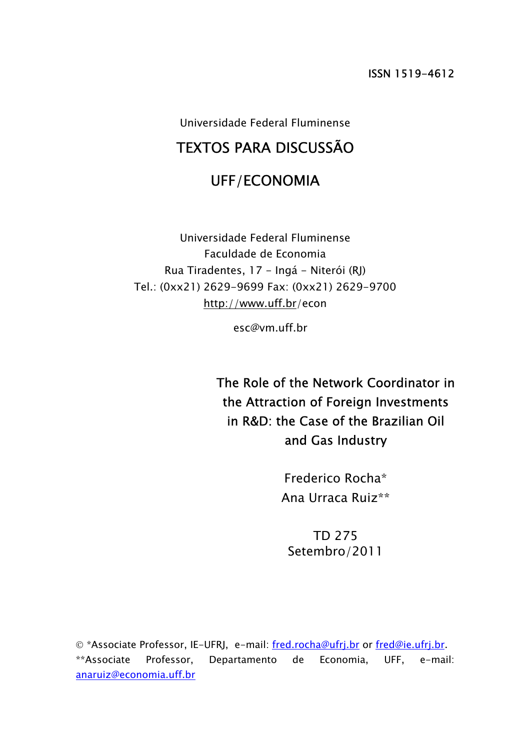ISSN 1519-4612

Universidade Federal Fluminense

# TEXTOS PARA DISCUSSÃO

# UFF/ECONOMIA

Universidade Federal Fluminense
Faculdade de Economia
Rua Tiradentes, 17 - Ingá - Niterói (RJ)
Tel.: (0xx21) 2629-9699 Fax: (0xx21) 2629-9700
http://www.uff.br/econ

esc@vm.uff.br

## The Role of the Network Coordinator in the Attraction of Foreign Investments in R&D: the Case of the Brazilian Oil and Gas Industry

Frederico Rocha*
Ana Urraca Ruiz**

TD 275
Setembro/2011

© *Associate Professor, IE-UFRJ, e-mail: fred.rocha@ufrj.br or fred@ie.ufrj.br.
**Associate Professor, Departamento de Economia, UFF, e-mail: anaruiz@economia.uff.br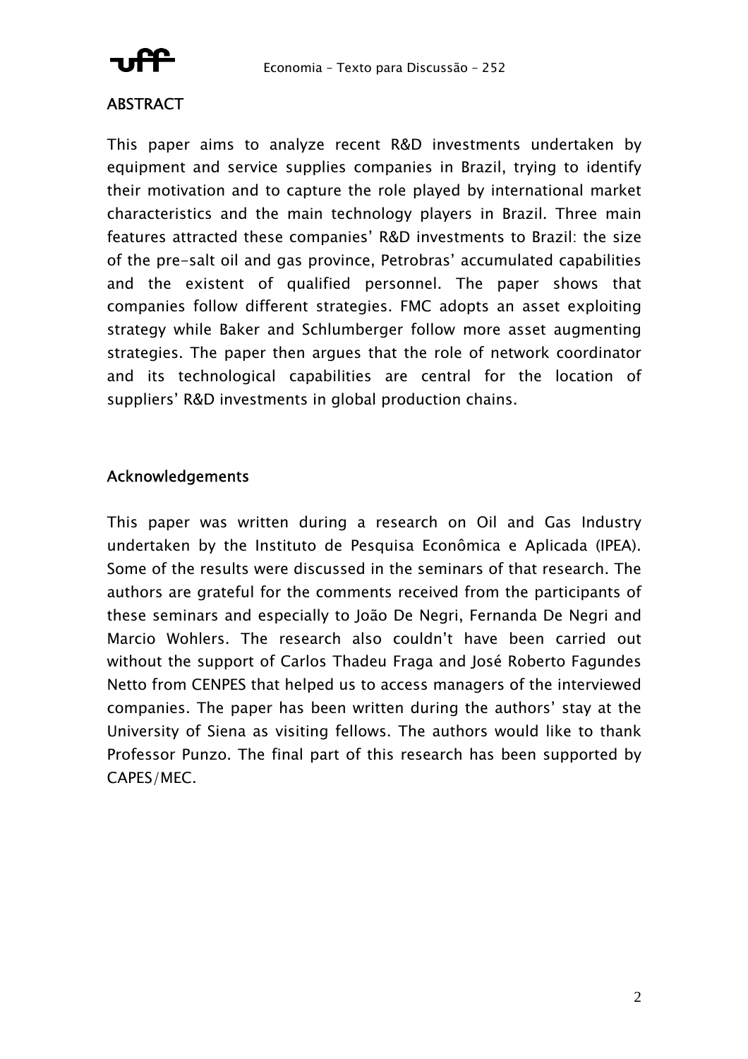## ABSTRACT

This paper aims to analyze recent R&D investments undertaken by equipment and service supplies companies in Brazil, trying to identify their motivation and to capture the role played by international market characteristics and the main technology players in Brazil. Three main features attracted these companies' R&D investments to Brazil: the size of the pre-salt oil and gas province, Petrobras' accumulated capabilities and the existent of qualified personnel. The paper shows that companies follow different strategies. FMC adopts an asset exploiting strategy while Baker and Schlumberger follow more asset augmenting strategies. The paper then argues that the role of network coordinator and its technological capabilities are central for the location of suppliers' R&D investments in global production chains.

## Acknowledgements

This paper was written during a research on Oil and Gas Industry undertaken by the Instituto de Pesquisa Econômica e Aplicada (IPEA). Some of the results were discussed in the seminars of that research. The authors are grateful for the comments received from the participants of these seminars and especially to João De Negri, Fernanda De Negri and Marcio Wohlers. The research also couldn't have been carried out without the support of Carlos Thadeu Fraga and José Roberto Fagundes Netto from CENPES that helped us to access managers of the interviewed companies. The paper has been written during the authors' stay at the University of Siena as visiting fellows. The authors would like to thank Professor Punzo. The final part of this research has been supported by CAPES/MEC.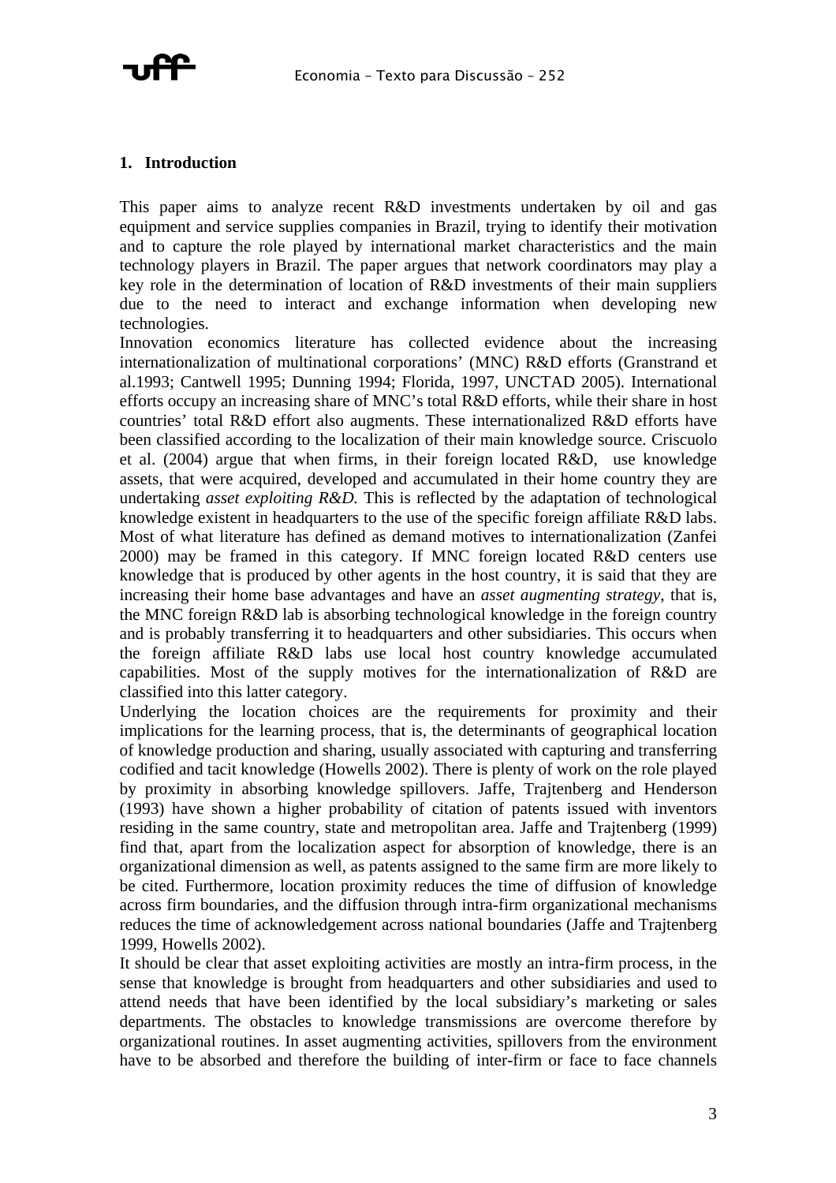## 1. Introduction

This paper aims to analyze recent R&D investments undertaken by oil and gas equipment and service supplies companies in Brazil, trying to identify their motivation and to capture the role played by international market characteristics and the main technology players in Brazil. The paper argues that network coordinators may play a key role in the determination of location of R&D investments of their main suppliers due to the need to interact and exchange information when developing new technologies.

Innovation economics literature has collected evidence about the increasing internationalization of multinational corporations' (MNC) R&D efforts (Granstrand et al.1993; Cantwell 1995; Dunning 1994; Florida, 1997, UNCTAD 2005). International efforts occupy an increasing share of MNC's total R&D efforts, while their share in host countries' total R&D effort also augments. These internationalized R&D efforts have been classified according to the localization of their main knowledge source. Criscuolo et al. (2004) argue that when firms, in their foreign located R&D, use knowledge assets, that were acquired, developed and accumulated in their home country they are undertaking *asset exploiting R&D.* This is reflected by the adaptation of technological knowledge existent in headquarters to the use of the specific foreign affiliate R&D labs. Most of what literature has defined as demand motives to internationalization (Zanfei 2000) may be framed in this category. If MNC foreign located R&D centers use knowledge that is produced by other agents in the host country, it is said that they are increasing their home base advantages and have an *asset augmenting strategy*, that is, the MNC foreign R&D lab is absorbing technological knowledge in the foreign country and is probably transferring it to headquarters and other subsidiaries. This occurs when the foreign affiliate R&D labs use local host country knowledge accumulated capabilities. Most of the supply motives for the internationalization of R&D are classified into this latter category.

Underlying the location choices are the requirements for proximity and their implications for the learning process, that is, the determinants of geographical location of knowledge production and sharing, usually associated with capturing and transferring codified and tacit knowledge (Howells 2002). There is plenty of work on the role played by proximity in absorbing knowledge spillovers. Jaffe, Trajtenberg and Henderson (1993) have shown a higher probability of citation of patents issued with inventors residing in the same country, state and metropolitan area. Jaffe and Trajtenberg (1999) find that, apart from the localization aspect for absorption of knowledge, there is an organizational dimension as well, as patents assigned to the same firm are more likely to be cited. Furthermore, location proximity reduces the time of diffusion of knowledge across firm boundaries, and the diffusion through intra-firm organizational mechanisms reduces the time of acknowledgement across national boundaries (Jaffe and Trajtenberg 1999, Howells 2002).

It should be clear that asset exploiting activities are mostly an intra-firm process, in the sense that knowledge is brought from headquarters and other subsidiaries and used to attend needs that have been identified by the local subsidiary's marketing or sales departments. The obstacles to knowledge transmissions are overcome therefore by organizational routines. In asset augmenting activities, spillovers from the environment have to be absorbed and therefore the building of inter-firm or face to face channels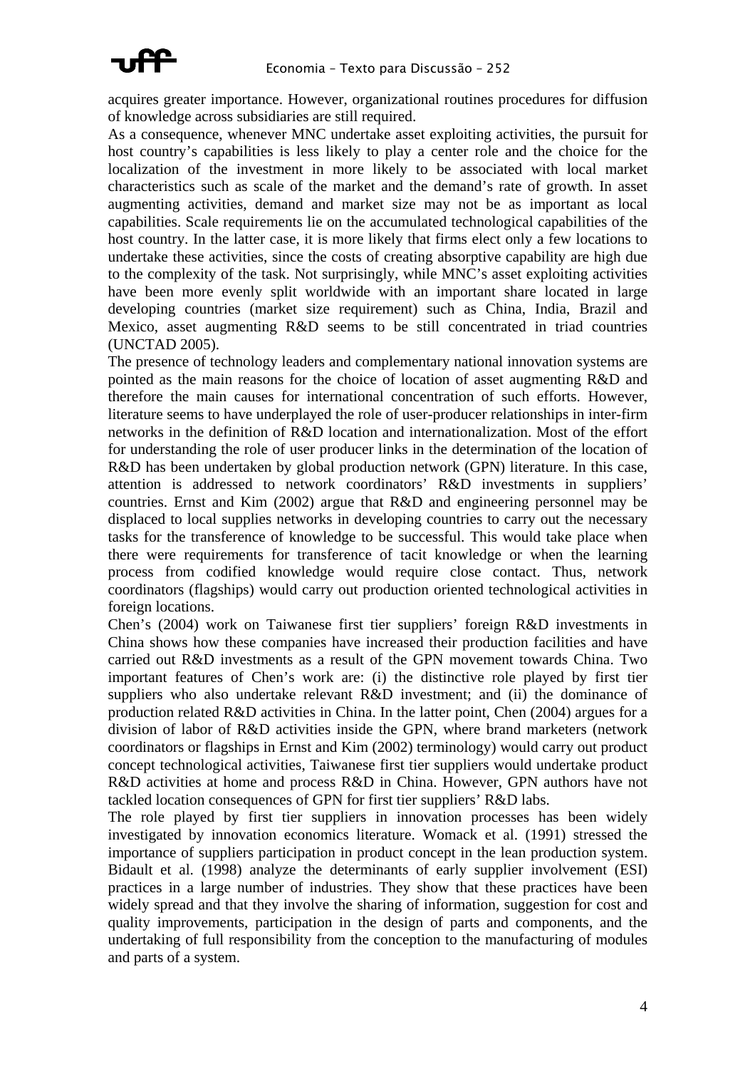acquires greater importance. However, organizational routines procedures for diffusion of knowledge across subsidiaries are still required.

As a consequence, whenever MNC undertake asset exploiting activities, the pursuit for host country's capabilities is less likely to play a center role and the choice for the localization of the investment in more likely to be associated with local market characteristics such as scale of the market and the demand's rate of growth. In asset augmenting activities, demand and market size may not be as important as local capabilities. Scale requirements lie on the accumulated technological capabilities of the host country. In the latter case, it is more likely that firms elect only a few locations to undertake these activities, since the costs of creating absorptive capability are high due to the complexity of the task. Not surprisingly, while MNC's asset exploiting activities have been more evenly split worldwide with an important share located in large developing countries (market size requirement) such as China, India, Brazil and Mexico, asset augmenting R&D seems to be still concentrated in triad countries (UNCTAD 2005).

The presence of technology leaders and complementary national innovation systems are pointed as the main reasons for the choice of location of asset augmenting R&D and therefore the main causes for international concentration of such efforts. However, literature seems to have underplayed the role of user-producer relationships in inter-firm networks in the definition of R&D location and internationalization. Most of the effort for understanding the role of user producer links in the determination of the location of R&D has been undertaken by global production network (GPN) literature. In this case, attention is addressed to network coordinators' R&D investments in suppliers' countries. Ernst and Kim (2002) argue that R&D and engineering personnel may be displaced to local supplies networks in developing countries to carry out the necessary tasks for the transference of knowledge to be successful. This would take place when there were requirements for transference of tacit knowledge or when the learning process from codified knowledge would require close contact. Thus, network coordinators (flagships) would carry out production oriented technological activities in foreign locations.

Chen's (2004) work on Taiwanese first tier suppliers' foreign R&D investments in China shows how these companies have increased their production facilities and have carried out R&D investments as a result of the GPN movement towards China. Two important features of Chen's work are: (i) the distinctive role played by first tier suppliers who also undertake relevant R&D investment; and (ii) the dominance of production related R&D activities in China. In the latter point, Chen (2004) argues for a division of labor of R&D activities inside the GPN, where brand marketers (network coordinators or flagships in Ernst and Kim (2002) terminology) would carry out product concept technological activities, Taiwanese first tier suppliers would undertake product R&D activities at home and process R&D in China. However, GPN authors have not tackled location consequences of GPN for first tier suppliers' R&D labs.

The role played by first tier suppliers in innovation processes has been widely investigated by innovation economics literature. Womack et al. (1991) stressed the importance of suppliers participation in product concept in the lean production system. Bidault et al. (1998) analyze the determinants of early supplier involvement (ESI) practices in a large number of industries. They show that these practices have been widely spread and that they involve the sharing of information, suggestion for cost and quality improvements, participation in the design of parts and components, and the undertaking of full responsibility from the conception to the manufacturing of modules and parts of a system.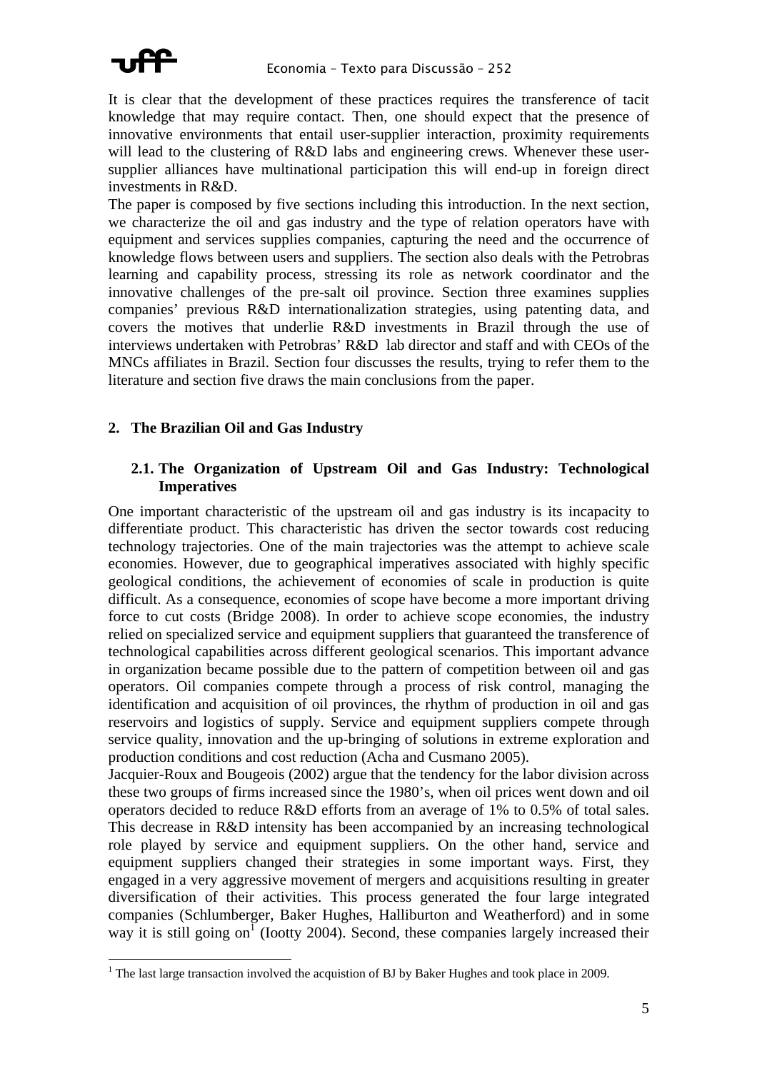It is clear that the development of these practices requires the transference of tacit knowledge that may require contact. Then, one should expect that the presence of innovative environments that entail user-supplier interaction, proximity requirements will lead to the clustering of R&D labs and engineering crews. Whenever these user-supplier alliances have multinational participation this will end-up in foreign direct investments in R&D.

The paper is composed by five sections including this introduction. In the next section, we characterize the oil and gas industry and the type of relation operators have with equipment and services supplies companies, capturing the need and the occurrence of knowledge flows between users and suppliers. The section also deals with the Petrobras learning and capability process, stressing its role as network coordinator and the innovative challenges of the pre-salt oil province. Section three examines supplies companies' previous R&D internationalization strategies, using patenting data, and covers the motives that underlie R&D investments in Brazil through the use of interviews undertaken with Petrobras' R&D lab director and staff and with CEOs of the MNCs affiliates in Brazil. Section four discusses the results, trying to refer them to the literature and section five draws the main conclusions from the paper.

## 2. The Brazilian Oil and Gas Industry

### 2.1. The Organization of Upstream Oil and Gas Industry: Technological Imperatives

One important characteristic of the upstream oil and gas industry is its incapacity to differentiate product. This characteristic has driven the sector towards cost reducing technology trajectories. One of the main trajectories was the attempt to achieve scale economies. However, due to geographical imperatives associated with highly specific geological conditions, the achievement of economies of scale in production is quite difficult. As a consequence, economies of scope have become a more important driving force to cut costs (Bridge 2008). In order to achieve scope economies, the industry relied on specialized service and equipment suppliers that guaranteed the transference of technological capabilities across different geological scenarios. This important advance in organization became possible due to the pattern of competition between oil and gas operators. Oil companies compete through a process of risk control, managing the identification and acquisition of oil provinces, the rhythm of production in oil and gas reservoirs and logistics of supply. Service and equipment suppliers compete through service quality, innovation and the up-bringing of solutions in extreme exploration and production conditions and cost reduction (Acha and Cusmano 2005).

Jacquier-Roux and Bougeois (2002) argue that the tendency for the labor division across these two groups of firms increased since the 1980's, when oil prices went down and oil operators decided to reduce R&D efforts from an average of 1% to 0.5% of total sales. This decrease in R&D intensity has been accompanied by an increasing technological role played by service and equipment suppliers. On the other hand, service and equipment suppliers changed their strategies in some important ways. First, they engaged in a very aggressive movement of mergers and acquisitions resulting in greater diversification of their activities. This process generated the four large integrated companies (Schlumberger, Baker Hughes, Halliburton and Weatherford) and in some way it is still going on[1] (Iootty 2004). Second, these companies largely increased their

[1] The last large transaction involved the acquistion of BJ by Baker Hughes and took place in 2009.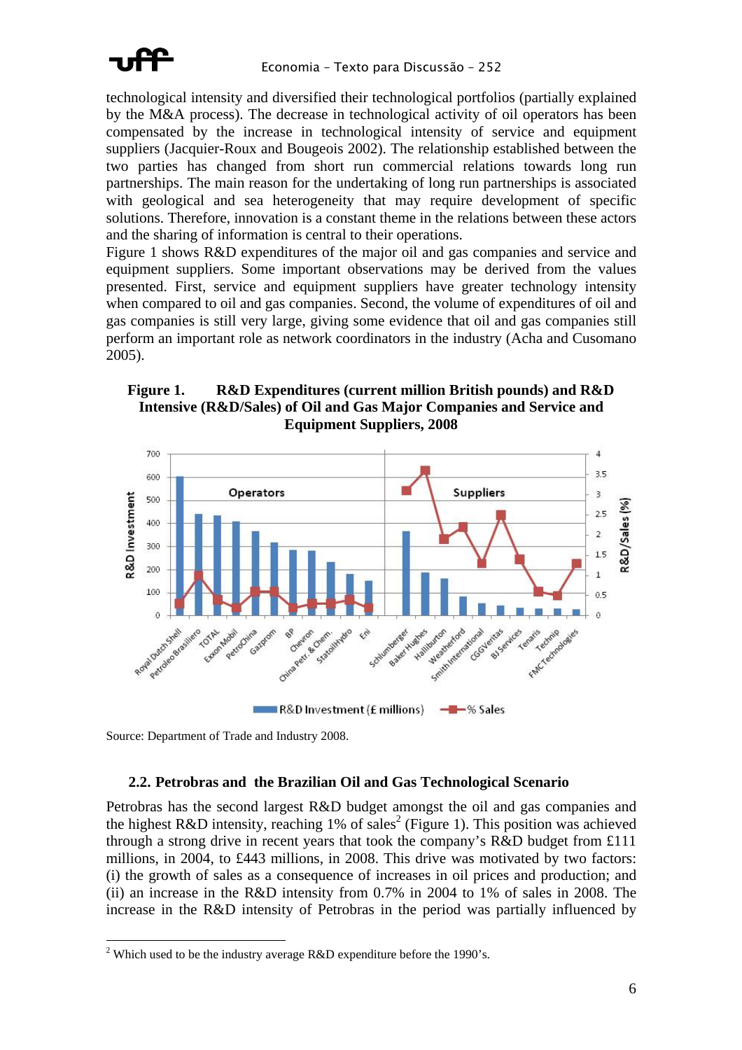technological intensity and diversified their technological portfolios (partially explained by the M&A process). The decrease in technological activity of oil operators has been compensated by the increase in technological intensity of service and equipment suppliers (Jacquier-Roux and Bougeois 2002). The relationship established between the two parties has changed from short run commercial relations towards long run partnerships. The main reason for the undertaking of long run partnerships is associated with geological and sea heterogeneity that may require development of specific solutions. Therefore, innovation is a constant theme in the relations between these actors and the sharing of information is central to their operations.

Figure 1 shows R&D expenditures of the major oil and gas companies and service and equipment suppliers. Some important observations may be derived from the values presented. First, service and equipment suppliers have greater technology intensity when compared to oil and gas companies. Second, the volume of expenditures of oil and gas companies is still very large, giving some evidence that oil and gas companies still perform an important role as network coordinators in the industry (Acha and Cusomano 2005).

**Figure 1. R&D Expenditures (current million British pounds) and R&D Intensive (R&D/Sales) of Oil and Gas Major Companies and Service and Equipment Suppliers, 2008**

Source: Department of Trade and Industry 2008.

### 2.2. Petrobras and the Brazilian Oil and Gas Technological Scenario

Petrobras has the second largest R&D budget amongst the oil and gas companies and the highest R&D intensity, reaching 1% of sales[2] (Figure 1). This position was achieved through a strong drive in recent years that took the company's R&D budget from £111 millions, in 2004, to £443 millions, in 2008. This drive was motivated by two factors: (i) the growth of sales as a consequence of increases in oil prices and production; and (ii) an increase in the R&D intensity from 0.7% in 2004 to 1% of sales in 2008. The increase in the R&D intensity of Petrobras in the period was partially influenced by

[2] Which used to be the industry average R&D expenditure before the 1990's.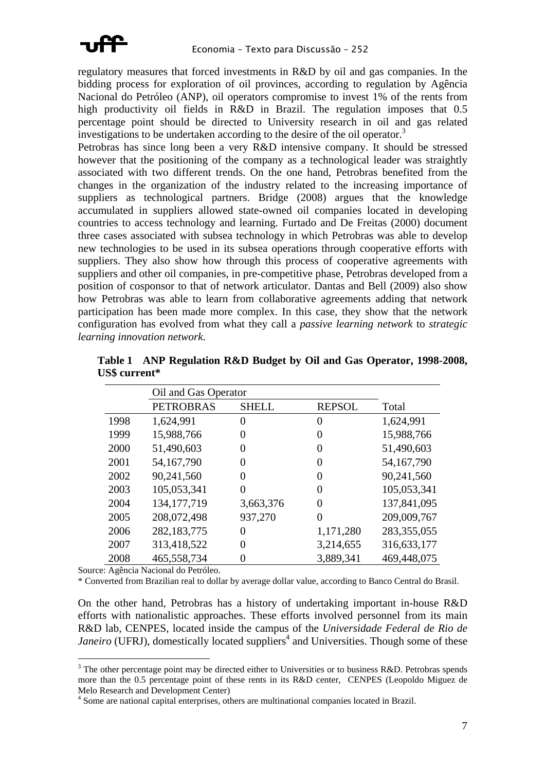regulatory measures that forced investments in R&D by oil and gas companies. In the bidding process for exploration of oil provinces, according to regulation by Agência Nacional do Petróleo (ANP), oil operators compromise to invest 1% of the rents from high productivity oil fields in R&D in Brazil. The regulation imposes that 0.5 percentage point should be directed to University research in oil and gas related investigations to be undertaken according to the desire of the oil operator.[3]

Petrobras has since long been a very R&D intensive company. It should be stressed however that the positioning of the company as a technological leader was straightly associated with two different trends. On the one hand, Petrobras benefited from the changes in the organization of the industry related to the increasing importance of suppliers as technological partners. Bridge (2008) argues that the knowledge accumulated in suppliers allowed state-owned oil companies located in developing countries to access technology and learning. Furtado and De Freitas (2000) document three cases associated with subsea technology in which Petrobras was able to develop new technologies to be used in its subsea operations through cooperative efforts with suppliers. They also show how through this process of cooperative agreements with suppliers and other oil companies, in pre-competitive phase, Petrobras developed from a position of cosponsor to that of network articulator. Dantas and Bell (2009) also show how Petrobras was able to learn from collaborative agreements adding that network participation has been made more complex. In this case, they show that the network configuration has evolved from what they call a *passive learning network* to *strategic learning innovation network*.

**Table 1 ANP Regulation R&D Budget by Oil and Gas Operator, 1998-2008, US$ current***

| | Oil and Gas Operator | | | |
|---|---|---|---|---|
| | PETROBRAS | SHELL | REPSOL | Total |
| 1998 | 1,624,991 | 0 | 0 | 1,624,991 |
| 1999 | 15,988,766 | 0 | 0 | 15,988,766 |
| 2000 | 51,490,603 | 0 | 0 | 51,490,603 |
| 2001 | 54,167,790 | 0 | 0 | 54,167,790 |
| 2002 | 90,241,560 | 0 | 0 | 90,241,560 |
| 2003 | 105,053,341 | 0 | 0 | 105,053,341 |
| 2004 | 134,177,719 | 3,663,376 | 0 | 137,841,095 |
| 2005 | 208,072,498 | 937,270 | 0 | 209,009,767 |
| 2006 | 282,183,775 | 0 | 1,171,280 | 283,355,055 |
| 2007 | 313,418,522 | 0 | 3,214,655 | 316,633,177 |
| 2008 | 465,558,734 | 0 | 3,889,341 | 469,448,075 |

Source: Agência Nacional do Petróleo.

\* Converted from Brazilian real to dollar by average dollar value, according to Banco Central do Brasil.

On the other hand, Petrobras has a history of undertaking important in-house R&D efforts with nationalistic approaches. These efforts involved personnel from its main R&D lab, CENPES, located inside the campus of the *Universidade Federal de Rio de Janeiro* (UFRJ), domestically located suppliers[4] and Universities. Though some of these

[3] The other percentage point may be directed either to Universities or to business R&D. Petrobras spends more than the 0.5 percentage point of these rents in its R&D center, CENPES (Leopoldo Miguez de Melo Research and Development Center)

[4] Some are national capital enterprises, others are multinational companies located in Brazil.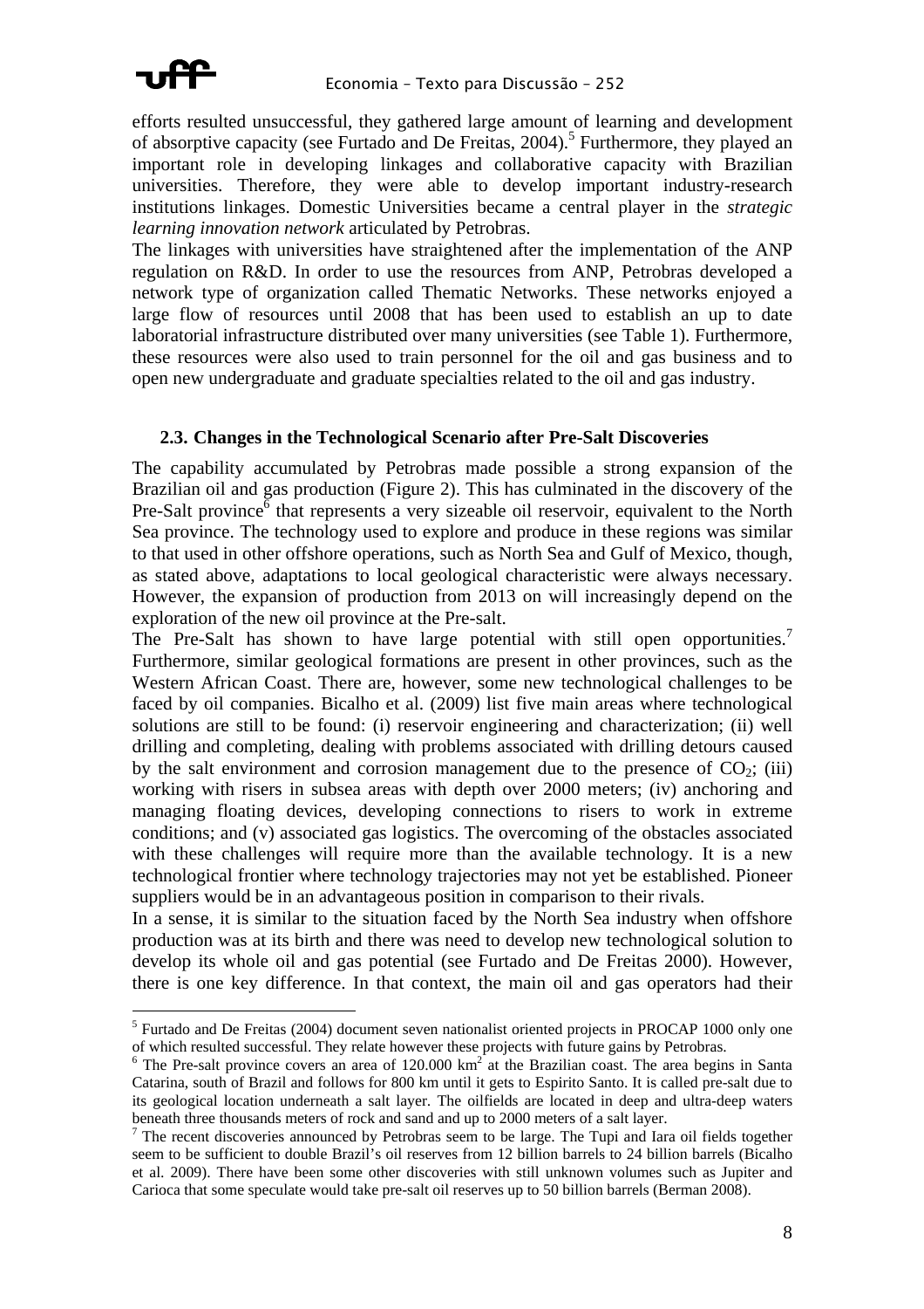efforts resulted unsuccessful, they gathered large amount of learning and development of absorptive capacity (see Furtado and De Freitas, 2004).[5] Furthermore, they played an important role in developing linkages and collaborative capacity with Brazilian universities. Therefore, they were able to develop important industry-research institutions linkages. Domestic Universities became a central player in the *strategic learning innovation network* articulated by Petrobras.

The linkages with universities have straightened after the implementation of the ANP regulation on R&D. In order to use the resources from ANP, Petrobras developed a network type of organization called Thematic Networks. These networks enjoyed a large flow of resources until 2008 that has been used to establish an up to date laboratorial infrastructure distributed over many universities (see Table 1). Furthermore, these resources were also used to train personnel for the oil and gas business and to open new undergraduate and graduate specialties related to the oil and gas industry.

### 2.3. Changes in the Technological Scenario after Pre-Salt Discoveries

The capability accumulated by Petrobras made possible a strong expansion of the Brazilian oil and gas production (Figure 2). This has culminated in the discovery of the Pre-Salt province[6] that represents a very sizeable oil reservoir, equivalent to the North Sea province. The technology used to explore and produce in these regions was similar to that used in other offshore operations, such as North Sea and Gulf of Mexico, though, as stated above, adaptations to local geological characteristic were always necessary. However, the expansion of production from 2013 on will increasingly depend on the exploration of the new oil province at the Pre-salt.

The Pre-Salt has shown to have large potential with still open opportunities.[7] Furthermore, similar geological formations are present in other provinces, such as the Western African Coast. There are, however, some new technological challenges to be faced by oil companies. Bicalho et al. (2009) list five main areas where technological solutions are still to be found: (i) reservoir engineering and characterization; (ii) well drilling and completing, dealing with problems associated with drilling detours caused by the salt environment and corrosion management due to the presence of $CO_2$; (iii) working with risers in subsea areas with depth over 2000 meters; (iv) anchoring and managing floating devices, developing connections to risers to work in extreme conditions; and (v) associated gas logistics. The overcoming of the obstacles associated with these challenges will require more than the available technology. It is a new technological frontier where technology trajectories may not yet be established. Pioneer suppliers would be in an advantageous position in comparison to their rivals.

In a sense, it is similar to the situation faced by the North Sea industry when offshore production was at its birth and there was need to develop new technological solution to develop its whole oil and gas potential (see Furtado and De Freitas 2000). However, there is one key difference. In that context, the main oil and gas operators had their

---

[5] Furtado and De Freitas (2004) document seven nationalist oriented projects in PROCAP 1000 only one of which resulted successful. They relate however these projects with future gains by Petrobras.

[6] The Pre-salt province covers an area of 120.000 km$^2$ at the Brazilian coast. The area begins in Santa Catarina, south of Brazil and follows for 800 km until it gets to Espirito Santo. It is called pre-salt due to its geological location underneath a salt layer. The oilfields are located in deep and ultra-deep waters beneath three thousands meters of rock and sand and up to 2000 meters of a salt layer.

[7] The recent discoveries announced by Petrobras seem to be large. The Tupi and Iara oil fields together seem to be sufficient to double Brazil's oil reserves from 12 billion barrels to 24 billion barrels (Bicalho et al. 2009). There have been some other discoveries with still unknown volumes such as Jupiter and Carioca that some speculate would take pre-salt oil reserves up to 50 billion barrels (Berman 2008).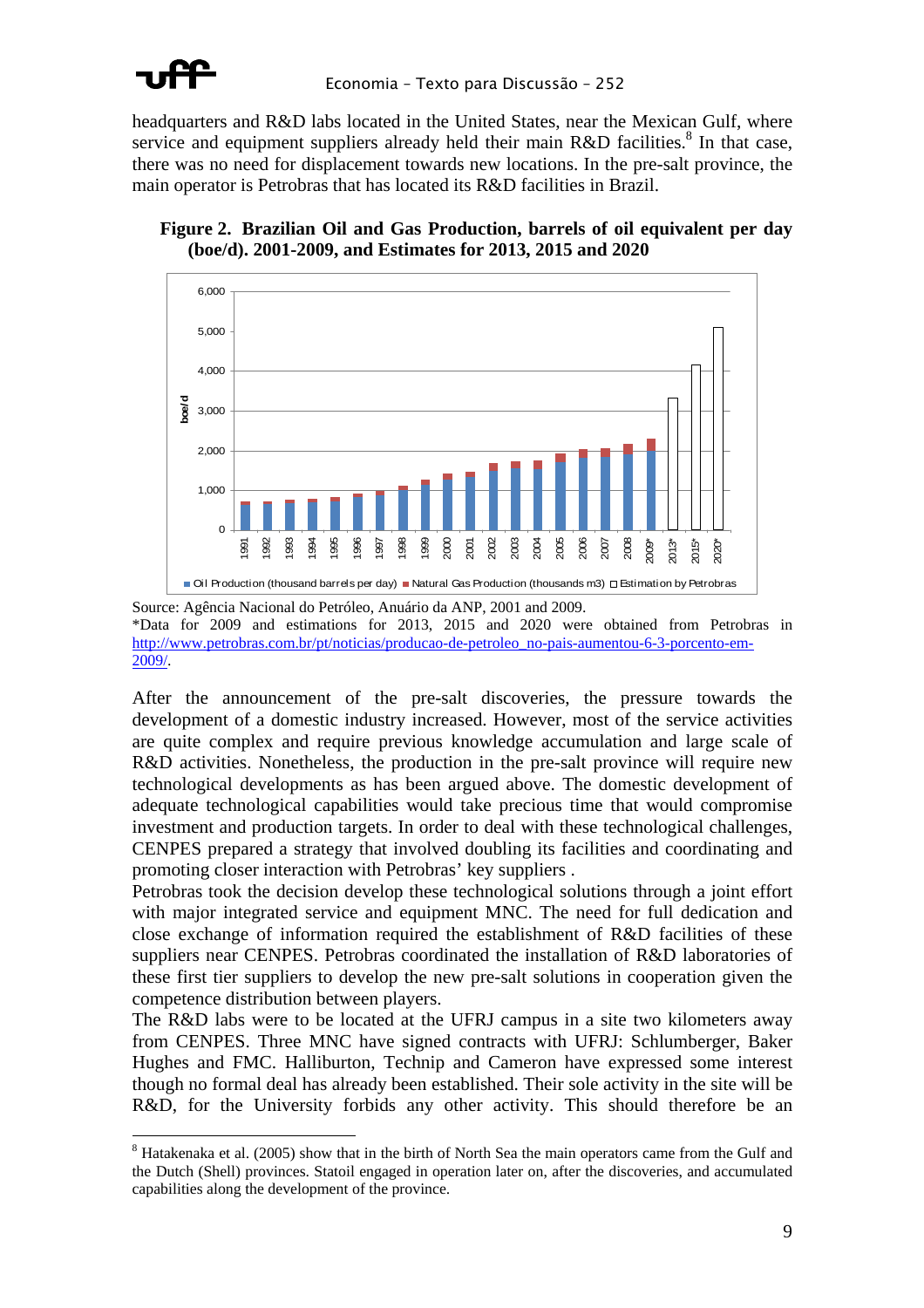headquarters and R&D labs located in the United States, near the Mexican Gulf, where service and equipment suppliers already held their main R&D facilities.[8] In that case, there was no need for displacement towards new locations. In the pre-salt province, the main operator is Petrobras that has located its R&D facilities in Brazil.

**Figure 2. Brazilian Oil and Gas Production, barrels of oil equivalent per day (boe/d). 2001-2009, and Estimates for 2013, 2015 and 2020**

Source: Agência Nacional do Petróleo, Anuário da ANP, 2001 and 2009.
*Data for 2009 and estimations for 2013, 2015 and 2020 were obtained from Petrobras in http://www.petrobras.com.br/pt/noticias/producao-de-petroleo_no-pais-aumentou-6-3-porcento-em-2009/.

After the announcement of the pre-salt discoveries, the pressure towards the development of a domestic industry increased. However, most of the service activities are quite complex and require previous knowledge accumulation and large scale of R&D activities. Nonetheless, the production in the pre-salt province will require new technological developments as has been argued above. The domestic development of adequate technological capabilities would take precious time that would compromise investment and production targets. In order to deal with these technological challenges, CENPES prepared a strategy that involved doubling its facilities and coordinating and promoting closer interaction with Petrobras' key suppliers .

Petrobras took the decision develop these technological solutions through a joint effort with major integrated service and equipment MNC. The need for full dedication and close exchange of information required the establishment of R&D facilities of these suppliers near CENPES. Petrobras coordinated the installation of R&D laboratories of these first tier suppliers to develop the new pre-salt solutions in cooperation given the competence distribution between players.

The R&D labs were to be located at the UFRJ campus in a site two kilometers away from CENPES. Three MNC have signed contracts with UFRJ: Schlumberger, Baker Hughes and FMC. Halliburton, Technip and Cameron have expressed some interest though no formal deal has already been established. Their sole activity in the site will be R&D, for the University forbids any other activity. This should therefore be an

[8] Hatakenaka et al. (2005) show that in the birth of North Sea the main operators came from the Gulf and the Dutch (Shell) provinces. Statoil engaged in operation later on, after the discoveries, and accumulated capabilities along the development of the province.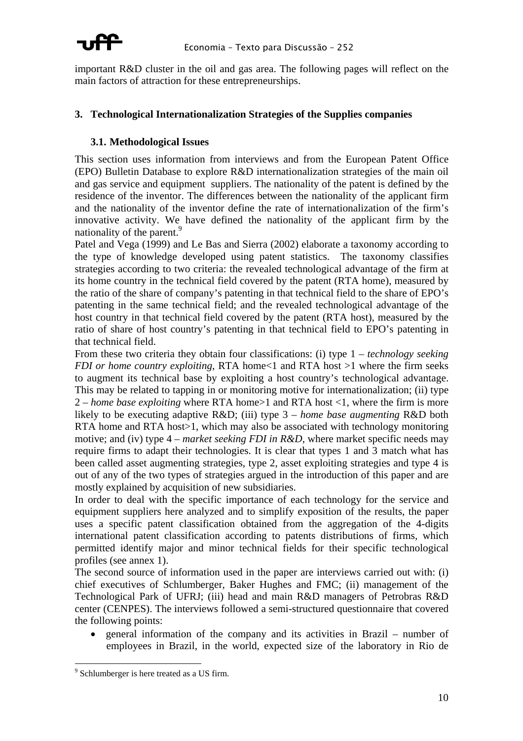important R&D cluster in the oil and gas area. The following pages will reflect on the main factors of attraction for these entrepreneurships.

## 3. Technological Internationalization Strategies of the Supplies companies

### 3.1. Methodological Issues

This section uses information from interviews and from the European Patent Office (EPO) Bulletin Database to explore R&D internationalization strategies of the main oil and gas service and equipment suppliers. The nationality of the patent is defined by the residence of the inventor. The differences between the nationality of the applicant firm and the nationality of the inventor define the rate of internationalization of the firm's innovative activity. We have defined the nationality of the applicant firm by the nationality of the parent.[9]

Patel and Vega (1999) and Le Bas and Sierra (2002) elaborate a taxonomy according to the type of knowledge developed using patent statistics. The taxonomy classifies strategies according to two criteria: the revealed technological advantage of the firm at its home country in the technical field covered by the patent (RTA home), measured by the ratio of the share of company's patenting in that technical field to the share of EPO's patenting in the same technical field; and the revealed technological advantage of the host country in that technical field covered by the patent (RTA host), measured by the ratio of share of host country's patenting in that technical field to EPO's patenting in that technical field.

From these two criteria they obtain four classifications: (i) type 1 – *technology seeking FDI or home country exploiting*, RTA home<1 and RTA host >1 where the firm seeks to augment its technical base by exploiting a host country's technological advantage. This may be related to tapping in or monitoring motive for internationalization; (ii) type 2 – *home base exploiting* where RTA home>1 and RTA host <1, where the firm is more likely to be executing adaptive R&D; (iii) type 3 – *home base augmenting* R&D both RTA home and RTA host>1, which may also be associated with technology monitoring motive; and (iv) type 4 – *market seeking FDI in R&D*, where market specific needs may require firms to adapt their technologies. It is clear that types 1 and 3 match what has been called asset augmenting strategies, type 2, asset exploiting strategies and type 4 is out of any of the two types of strategies argued in the introduction of this paper and are mostly explained by acquisition of new subsidiaries.

In order to deal with the specific importance of each technology for the service and equipment suppliers here analyzed and to simplify exposition of the results, the paper uses a specific patent classification obtained from the aggregation of the 4-digits international patent classification according to patents distributions of firms, which permitted identify major and minor technical fields for their specific technological profiles (see annex 1).

The second source of information used in the paper are interviews carried out with: (i) chief executives of Schlumberger, Baker Hughes and FMC; (ii) management of the Technological Park of UFRJ; (iii) head and main R&D managers of Petrobras R&D center (CENPES). The interviews followed a semi-structured questionnaire that covered the following points:

- general information of the company and its activities in Brazil – number of employees in Brazil, in the world, expected size of the laboratory in Rio de

---

[9] Schlumberger is here treated as a US firm.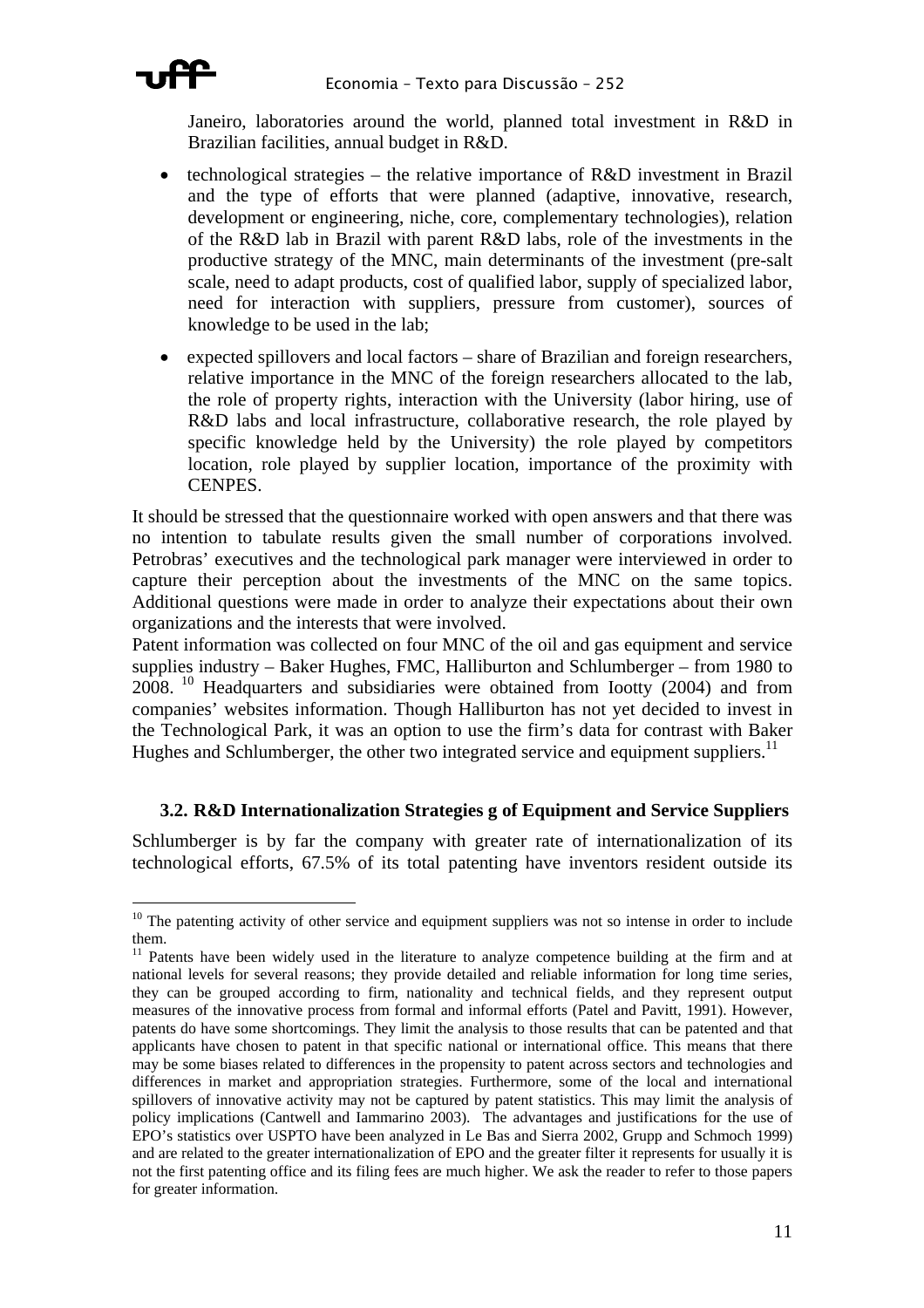Janeiro, laboratories around the world, planned total investment in R&D in Brazilian facilities, annual budget in R&D.

- technological strategies – the relative importance of R&D investment in Brazil and the type of efforts that were planned (adaptive, innovative, research, development or engineering, niche, core, complementary technologies), relation of the R&D lab in Brazil with parent R&D labs, role of the investments in the productive strategy of the MNC, main determinants of the investment (pre-salt scale, need to adapt products, cost of qualified labor, supply of specialized labor, need for interaction with suppliers, pressure from customer), sources of knowledge to be used in the lab;
- expected spillovers and local factors – share of Brazilian and foreign researchers, relative importance in the MNC of the foreign researchers allocated to the lab, the role of property rights, interaction with the University (labor hiring, use of R&D labs and local infrastructure, collaborative research, the role played by specific knowledge held by the University) the role played by competitors location, role played by supplier location, importance of the proximity with CENPES.

It should be stressed that the questionnaire worked with open answers and that there was no intention to tabulate results given the small number of corporations involved. Petrobras' executives and the technological park manager were interviewed in order to capture their perception about the investments of the MNC on the same topics. Additional questions were made in order to analyze their expectations about their own organizations and the interests that were involved.

Patent information was collected on four MNC of the oil and gas equipment and service supplies industry – Baker Hughes, FMC, Halliburton and Schlumberger – from 1980 to 2008. [10] Headquarters and subsidiaries were obtained from Iootty (2004) and from companies' websites information. Though Halliburton has not yet decided to invest in the Technological Park, it was an option to use the firm's data for contrast with Baker Hughes and Schlumberger, the other two integrated service and equipment suppliers.[11]

### 3.2. R&D Internationalization Strategies g of Equipment and Service Suppliers

Schlumberger is by far the company with greater rate of internationalization of its technological efforts, 67.5% of its total patenting have inventors resident outside its

---

[10] The patenting activity of other service and equipment suppliers was not so intense in order to include them.

[11] Patents have been widely used in the literature to analyze competence building at the firm and at national levels for several reasons; they provide detailed and reliable information for long time series, they can be grouped according to firm, nationality and technical fields, and they represent output measures of the innovative process from formal and informal efforts (Patel and Pavitt, 1991). However, patents do have some shortcomings. They limit the analysis to those results that can be patented and that applicants have chosen to patent in that specific national or international office. This means that there may be some biases related to differences in the propensity to patent across sectors and technologies and differences in market and appropriation strategies. Furthermore, some of the local and international spillovers of innovative activity may not be captured by patent statistics. This may limit the analysis of policy implications (Cantwell and Iammarino 2003). The advantages and justifications for the use of EPO's statistics over USPTO have been analyzed in Le Bas and Sierra 2002, Grupp and Schmoch 1999) and are related to the greater internationalization of EPO and the greater filter it represents for usually it is not the first patenting office and its filing fees are much higher. We ask the reader to refer to those papers for greater information.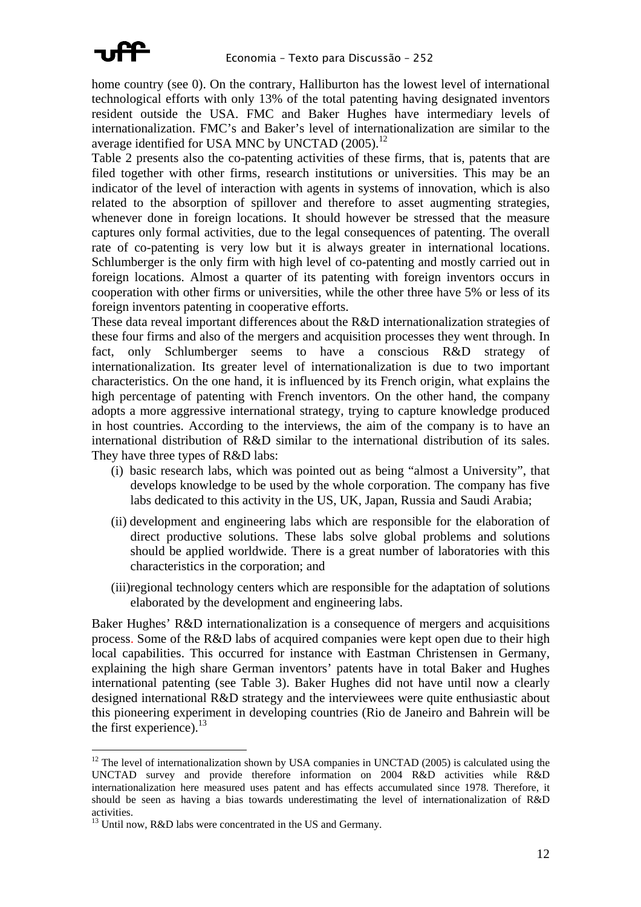home country (see 0). On the contrary, Halliburton has the lowest level of international technological efforts with only 13% of the total patenting having designated inventors resident outside the USA. FMC and Baker Hughes have intermediary levels of internationalization. FMC's and Baker's level of internationalization are similar to the average identified for USA MNC by UNCTAD (2005).[12]

Table 2 presents also the co-patenting activities of these firms, that is, patents that are filed together with other firms, research institutions or universities. This may be an indicator of the level of interaction with agents in systems of innovation, which is also related to the absorption of spillover and therefore to asset augmenting strategies, whenever done in foreign locations. It should however be stressed that the measure captures only formal activities, due to the legal consequences of patenting. The overall rate of co-patenting is very low but it is always greater in international locations. Schlumberger is the only firm with high level of co-patenting and mostly carried out in foreign locations. Almost a quarter of its patenting with foreign inventors occurs in cooperation with other firms or universities, while the other three have 5% or less of its foreign inventors patenting in cooperative efforts.

These data reveal important differences about the R&D internationalization strategies of these four firms and also of the mergers and acquisition processes they went through. In fact, only Schlumberger seems to have a conscious R&D strategy of internationalization. Its greater level of internationalization is due to two important characteristics. On the one hand, it is influenced by its French origin, what explains the high percentage of patenting with French inventors. On the other hand, the company adopts a more aggressive international strategy, trying to capture knowledge produced in host countries. According to the interviews, the aim of the company is to have an international distribution of R&D similar to the international distribution of its sales. They have three types of R&D labs:

(i) basic research labs, which was pointed out as being "almost a University", that develops knowledge to be used by the whole corporation. The company has five labs dedicated to this activity in the US, UK, Japan, Russia and Saudi Arabia;

(ii) development and engineering labs which are responsible for the elaboration of direct productive solutions. These labs solve global problems and solutions should be applied worldwide. There is a great number of laboratories with this characteristics in the corporation; and

(iii) regional technology centers which are responsible for the adaptation of solutions elaborated by the development and engineering labs.

Baker Hughes' R&D internationalization is a consequence of mergers and acquisitions process. Some of the R&D labs of acquired companies were kept open due to their high local capabilities. This occurred for instance with Eastman Christensen in Germany, explaining the high share German inventors' patents have in total Baker and Hughes international patenting (see Table 3). Baker Hughes did not have until now a clearly designed international R&D strategy and the interviewees were quite enthusiastic about this pioneering experiment in developing countries (Rio de Janeiro and Bahrein will be the first experience).[13]

---

[12] The level of internationalization shown by USA companies in UNCTAD (2005) is calculated using the UNCTAD survey and provide therefore information on 2004 R&D activities while R&D internationalization here measured uses patent and has effects accumulated since 1978. Therefore, it should be seen as having a bias towards underestimating the level of internationalization of R&D activities.

[13] Until now, R&D labs were concentrated in the US and Germany.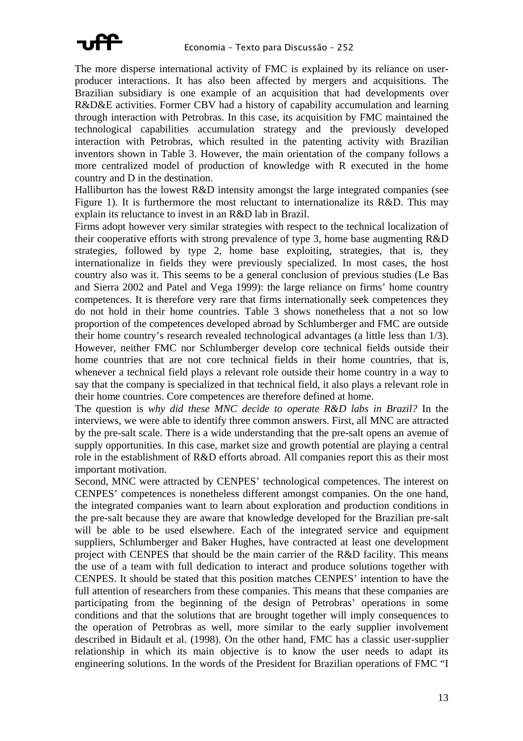The more disperse international activity of FMC is explained by its reliance on user-producer interactions. It has also been affected by mergers and acquisitions. The Brazilian subsidiary is one example of an acquisition that had developments over R&D&E activities. Former CBV had a history of capability accumulation and learning through interaction with Petrobras. In this case, its acquisition by FMC maintained the technological capabilities accumulation strategy and the previously developed interaction with Petrobras, which resulted in the patenting activity with Brazilian inventors shown in Table 3. However, the main orientation of the company follows a more centralized model of production of knowledge with R executed in the home country and D in the destination.

Halliburton has the lowest R&D intensity amongst the large integrated companies (see Figure 1). It is furthermore the most reluctant to internationalize its R&D. This may explain its reluctance to invest in an R&D lab in Brazil.

Firms adopt however very similar strategies with respect to the technical localization of their cooperative efforts with strong prevalence of type 3, home base augmenting R&D strategies, followed by type 2, home base exploiting, strategies, that is, they internationalize in fields they were previously specialized. In most cases, the host country also was it. This seems to be a general conclusion of previous studies (Le Bas and Sierra 2002 and Patel and Vega 1999): the large reliance on firms' home country competences. It is therefore very rare that firms internationally seek competences they do not hold in their home countries. Table 3 shows nonetheless that a not so low proportion of the competences developed abroad by Schlumberger and FMC are outside their home country's research revealed technological advantages (a little less than 1/3). However, neither FMC nor Schlumberger develop core technical fields outside their home countries that are not core technical fields in their home countries, that is, whenever a technical field plays a relevant role outside their home country in a way to say that the company is specialized in that technical field, it also plays a relevant role in their home countries. Core competences are therefore defined at home.

The question is *why did these MNC decide to operate R&D labs in Brazil?* In the interviews, we were able to identify three common answers. First, all MNC are attracted by the pre-salt scale. There is a wide understanding that the pre-salt opens an avenue of supply opportunities. In this case, market size and growth potential are playing a central role in the establishment of R&D efforts abroad. All companies report this as their most important motivation.

Second, MNC were attracted by CENPES' technological competences. The interest on CENPES' competences is nonetheless different amongst companies. On the one hand, the integrated companies want to learn about exploration and production conditions in the pre-salt because they are aware that knowledge developed for the Brazilian pre-salt will be able to be used elsewhere. Each of the integrated service and equipment suppliers, Schlumberger and Baker Hughes, have contracted at least one development project with CENPES that should be the main carrier of the R&D facility. This means the use of a team with full dedication to interact and produce solutions together with CENPES. It should be stated that this position matches CENPES' intention to have the full attention of researchers from these companies. This means that these companies are participating from the beginning of the design of Petrobras' operations in some conditions and that the solutions that are brought together will imply consequences to the operation of Petrobras as well, more similar to the early supplier involvement described in Bidault et al. (1998). On the other hand, FMC has a classic user-supplier relationship in which its main objective is to know the user needs to adapt its engineering solutions. In the words of the President for Brazilian operations of FMC "I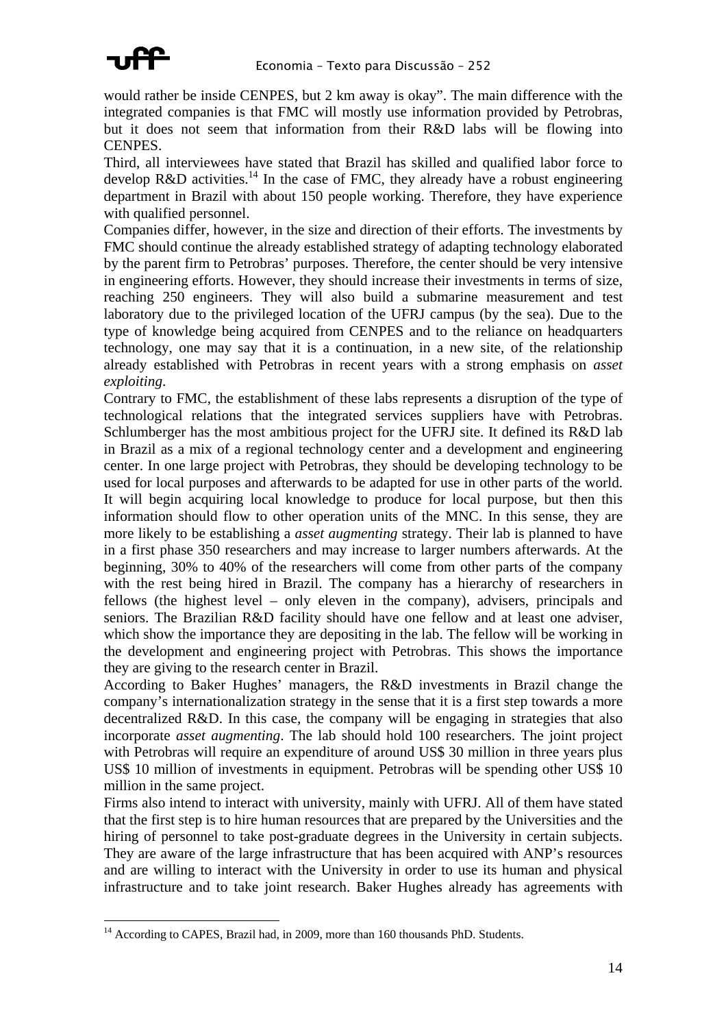would rather be inside CENPES, but 2 km away is okay". The main difference with the integrated companies is that FMC will mostly use information provided by Petrobras, but it does not seem that information from their R&D labs will be flowing into CENPES.

Third, all interviewees have stated that Brazil has skilled and qualified labor force to develop R&D activities.[14] In the case of FMC, they already have a robust engineering department in Brazil with about 150 people working. Therefore, they have experience with qualified personnel.

Companies differ, however, in the size and direction of their efforts. The investments by FMC should continue the already established strategy of adapting technology elaborated by the parent firm to Petrobras' purposes. Therefore, the center should be very intensive in engineering efforts. However, they should increase their investments in terms of size, reaching 250 engineers. They will also build a submarine measurement and test laboratory due to the privileged location of the UFRJ campus (by the sea). Due to the type of knowledge being acquired from CENPES and to the reliance on headquarters technology, one may say that it is a continuation, in a new site, of the relationship already established with Petrobras in recent years with a strong emphasis on *asset exploiting*.

Contrary to FMC, the establishment of these labs represents a disruption of the type of technological relations that the integrated services suppliers have with Petrobras. Schlumberger has the most ambitious project for the UFRJ site. It defined its R&D lab in Brazil as a mix of a regional technology center and a development and engineering center. In one large project with Petrobras, they should be developing technology to be used for local purposes and afterwards to be adapted for use in other parts of the world. It will begin acquiring local knowledge to produce for local purpose, but then this information should flow to other operation units of the MNC. In this sense, they are more likely to be establishing a *asset augmenting* strategy. Their lab is planned to have in a first phase 350 researchers and may increase to larger numbers afterwards. At the beginning, 30% to 40% of the researchers will come from other parts of the company with the rest being hired in Brazil. The company has a hierarchy of researchers in fellows (the highest level – only eleven in the company), advisers, principals and seniors. The Brazilian R&D facility should have one fellow and at least one adviser, which show the importance they are depositing in the lab. The fellow will be working in the development and engineering project with Petrobras. This shows the importance they are giving to the research center in Brazil.

According to Baker Hughes' managers, the R&D investments in Brazil change the company's internationalization strategy in the sense that it is a first step towards a more decentralized R&D. In this case, the company will be engaging in strategies that also incorporate *asset augmenting*. The lab should hold 100 researchers. The joint project with Petrobras will require an expenditure of around US$ 30 million in three years plus US$ 10 million of investments in equipment. Petrobras will be spending other US$ 10 million in the same project.

Firms also intend to interact with university, mainly with UFRJ. All of them have stated that the first step is to hire human resources that are prepared by the Universities and the hiring of personnel to take post-graduate degrees in the University in certain subjects. They are aware of the large infrastructure that has been acquired with ANP's resources and are willing to interact with the University in order to use its human and physical infrastructure and to take joint research. Baker Hughes already has agreements with

[14] According to CAPES, Brazil had, in 2009, more than 160 thousands PhD. Students.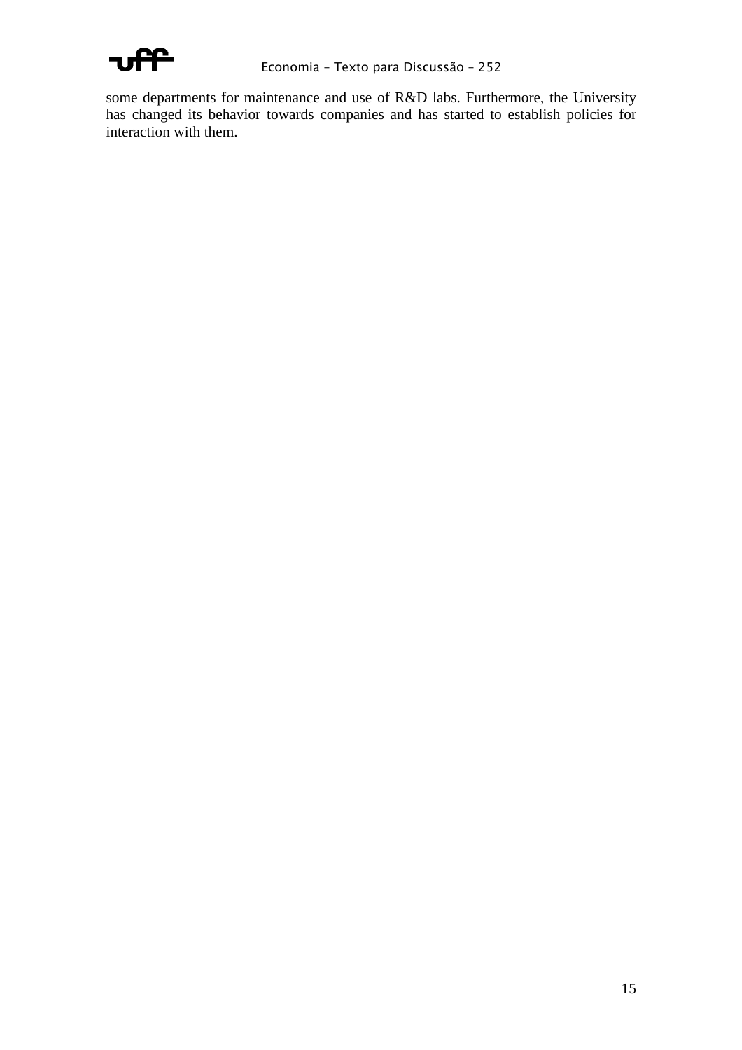some departments for maintenance and use of R&D labs. Furthermore, the University has changed its behavior towards companies and has started to establish policies for interaction with them.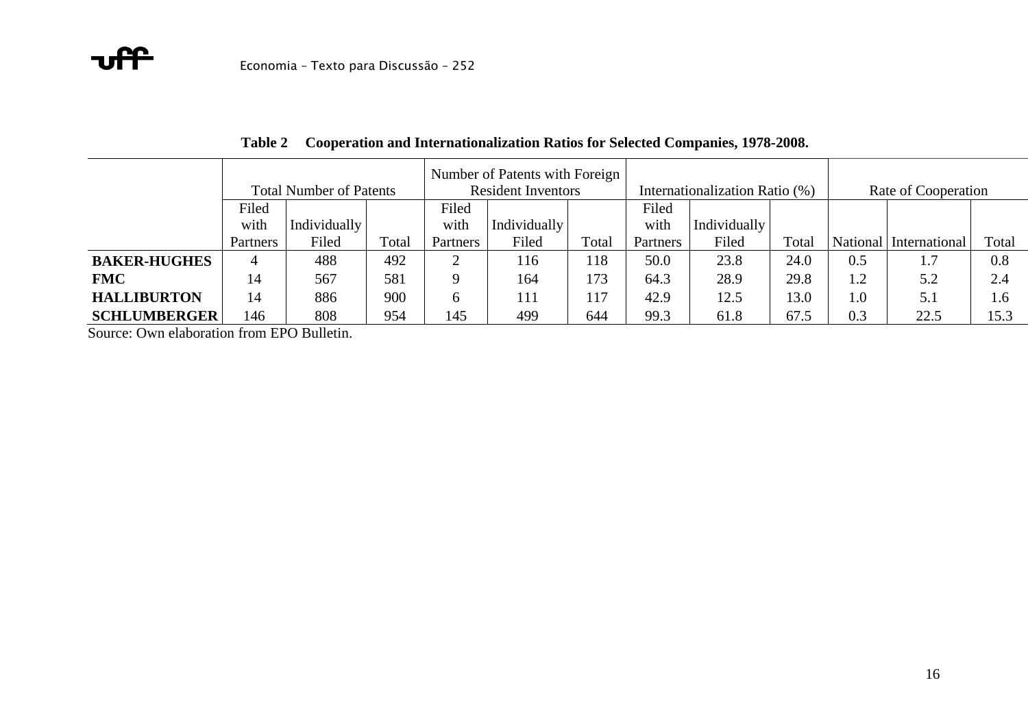**Table 2 Cooperation and Internationalization Ratios for Selected Companies, 1978-2008.**

| | Total Number of Patents | | | Number of Patents with Foreign Resident Inventors | | | Internationalization Ratio (%) | | | Rate of Cooperation | | |
|---|---|---|---|---|---|---|---|---|---|---|---|---|
| | Filed with Partners | Individually Filed | Total | Filed with Partners | Individually Filed | Total | Filed with Partners | Individually Filed | Total | National | International | Total |
| **BAKER-HUGHES** | 4 | 488 | 492 | 2 | 116 | 118 | 50.0 | 23.8 | 24.0 | 0.5 | 1.7 | 0.8 |
| **FMC** | 14 | 567 | 581 | 9 | 164 | 173 | 64.3 | 28.9 | 29.8 | 1.2 | 5.2 | 2.4 |
| **HALLIBURTON** | 14 | 886 | 900 | 6 | 111 | 117 | 42.9 | 12.5 | 13.0 | 1.0 | 5.1 | 1.6 |
| **SCHLUMBERGER** | 146 | 808 | 954 | 145 | 499 | 644 | 99.3 | 61.8 | 67.5 | 0.3 | 22.5 | 15.3 |

Source: Own elaboration from EPO Bulletin.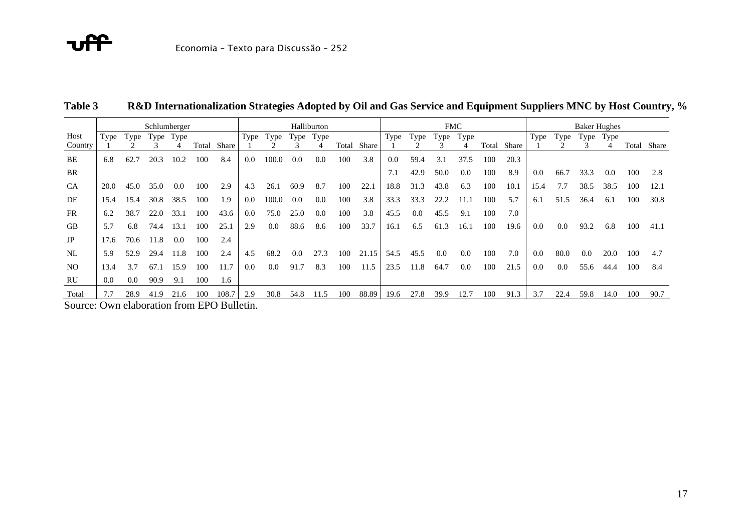**Table 3 R&D Internationalization Strategies Adopted by Oil and Gas Service and Equipment Suppliers MNC by Host Country, %**

| Host Country | Schlumberger | | | | | | Halliburton | | | | | | FMC | | | | | | Baker Hughes | | | | | |
|---|---|---|---|---|---|---|---|---|---|---|---|---|---|---|---|---|---|---|---|---|---|---|---|---|
| | Type 1 | Type 2 | Type 3 | Type 4 | Total | Share | Type 1 | Type 2 | Type 3 | Type 4 | Total | Share | Type 1 | Type 2 | Type 3 | Type 4 | Total | Share | Type 1 | Type 2 | Type 3 | Type 4 | Total | Share |
| BE | 6.8 | 62.7 | 20.3 | 10.2 | 100 | 8.4 | 0.0 | 100.0 | 0.0 | 0.0 | 100 | 3.8 | 0.0 | 59.4 | 3.1 | 37.5 | 100 | 20.3 | | | | | | |
| BR | | | | | | | | | | | | | 7.1 | 42.9 | 50.0 | 0.0 | 100 | 8.9 | 0.0 | 66.7 | 33.3 | 0.0 | 100 | 2.8 |
| CA | 20.0 | 45.0 | 35.0 | 0.0 | 100 | 2.9 | 4.3 | 26.1 | 60.9 | 8.7 | 100 | 22.1 | 18.8 | 31.3 | 43.8 | 6.3 | 100 | 10.1 | 15.4 | 7.7 | 38.5 | 38.5 | 100 | 12.1 |
| DE | 15.4 | 15.4 | 30.8 | 38.5 | 100 | 1.9 | 0.0 | 100.0 | 0.0 | 0.0 | 100 | 3.8 | 33.3 | 33.3 | 22.2 | 11.1 | 100 | 5.7 | 6.1 | 51.5 | 36.4 | 6.1 | 100 | 30.8 |
| FR | 6.2 | 38.7 | 22.0 | 33.1 | 100 | 43.6 | 0.0 | 75.0 | 25.0 | 0.0 | 100 | 3.8 | 45.5 | 0.0 | 45.5 | 9.1 | 100 | 7.0 | | | | | | |
| GB | 5.7 | 6.8 | 74.4 | 13.1 | 100 | 25.1 | 2.9 | 0.0 | 88.6 | 8.6 | 100 | 33.7 | 16.1 | 6.5 | 61.3 | 16.1 | 100 | 19.6 | 0.0 | 0.0 | 93.2 | 6.8 | 100 | 41.1 |
| JP | 17.6 | 70.6 | 11.8 | 0.0 | 100 | 2.4 | | | | | | | | | | | | | | | | | | |
| NL | 5.9 | 52.9 | 29.4 | 11.8 | 100 | 2.4 | 4.5 | 68.2 | 0.0 | 27.3 | 100 | 21.15 | 54.5 | 45.5 | 0.0 | 0.0 | 100 | 7.0 | 0.0 | 80.0 | 0.0 | 20.0 | 100 | 4.7 |
| NO | 13.4 | 3.7 | 67.1 | 15.9 | 100 | 11.7 | 0.0 | 0.0 | 91.7 | 8.3 | 100 | 11.5 | 23.5 | 11.8 | 64.7 | 0.0 | 100 | 21.5 | 0.0 | 0.0 | 55.6 | 44.4 | 100 | 8.4 |
| RU | 0.0 | 0.0 | 90.9 | 9.1 | 100 | 1.6 | | | | | | | | | | | | | | | | | | |
| Total | 7.7 | 28.9 | 41.9 | 21.6 | 100 | 108.7 | 2.9 | 30.8 | 54.8 | 11.5 | 100 | 88.89 | 19.6 | 27.8 | 39.9 | 12.7 | 100 | 91.3 | 3.7 | 22.4 | 59.8 | 14.0 | 100 | 90.7 |

Source: Own elaboration from EPO Bulletin.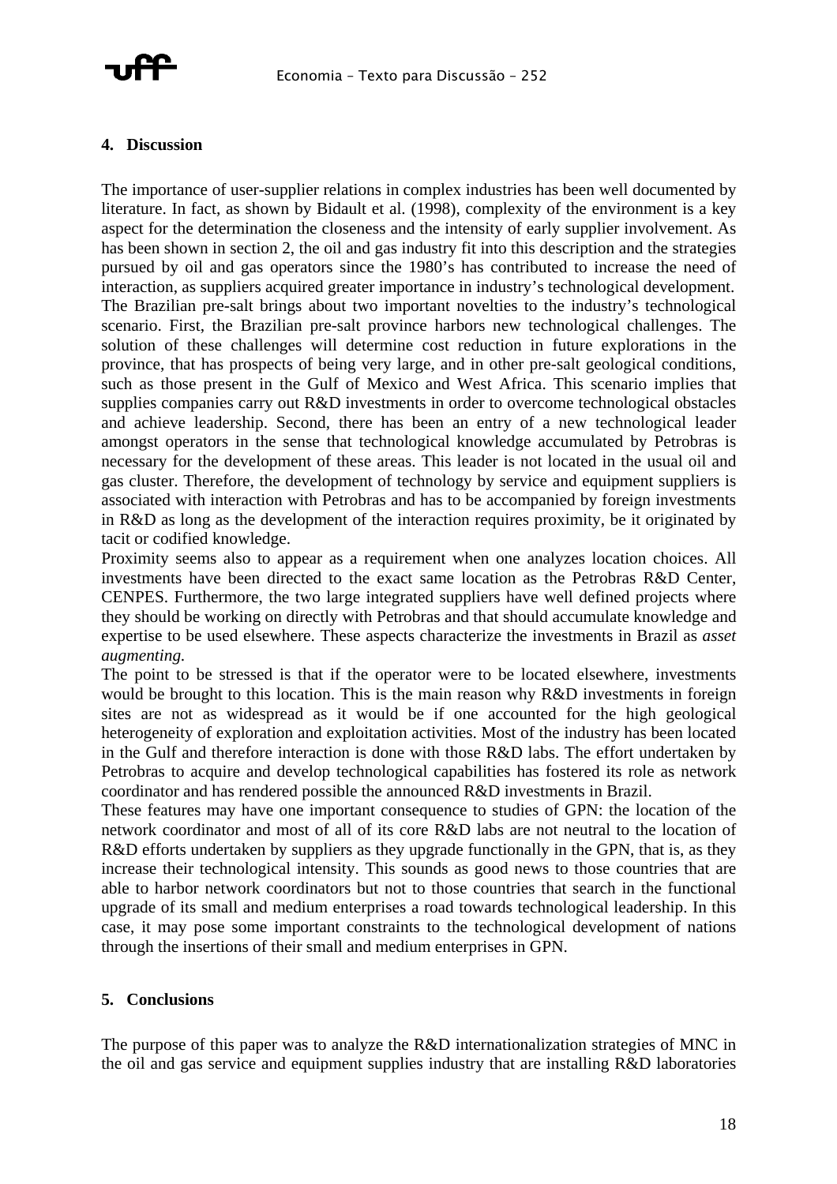## 4. Discussion

The importance of user-supplier relations in complex industries has been well documented by literature. In fact, as shown by Bidault et al. (1998), complexity of the environment is a key aspect for the determination the closeness and the intensity of early supplier involvement. As has been shown in section 2, the oil and gas industry fit into this description and the strategies pursued by oil and gas operators since the 1980's has contributed to increase the need of interaction, as suppliers acquired greater importance in industry's technological development.
The Brazilian pre-salt brings about two important novelties to the industry's technological scenario. First, the Brazilian pre-salt province harbors new technological challenges. The solution of these challenges will determine cost reduction in future explorations in the province, that has prospects of being very large, and in other pre-salt geological conditions, such as those present in the Gulf of Mexico and West Africa. This scenario implies that supplies companies carry out R&D investments in order to overcome technological obstacles and achieve leadership. Second, there has been an entry of a new technological leader amongst operators in the sense that technological knowledge accumulated by Petrobras is necessary for the development of these areas. This leader is not located in the usual oil and gas cluster. Therefore, the development of technology by service and equipment suppliers is associated with interaction with Petrobras and has to be accompanied by foreign investments in R&D as long as the development of the interaction requires proximity, be it originated by tacit or codified knowledge.
Proximity seems also to appear as a requirement when one analyzes location choices. All investments have been directed to the exact same location as the Petrobras R&D Center, CENPES. Furthermore, the two large integrated suppliers have well defined projects where they should be working on directly with Petrobras and that should accumulate knowledge and expertise to be used elsewhere. These aspects characterize the investments in Brazil as *asset augmenting*.
The point to be stressed is that if the operator were to be located elsewhere, investments would be brought to this location. This is the main reason why R&D investments in foreign sites are not as widespread as it would be if one accounted for the high geological heterogeneity of exploration and exploitation activities. Most of the industry has been located in the Gulf and therefore interaction is done with those R&D labs. The effort undertaken by Petrobras to acquire and develop technological capabilities has fostered its role as network coordinator and has rendered possible the announced R&D investments in Brazil.
These features may have one important consequence to studies of GPN: the location of the network coordinator and most of all of its core R&D labs are not neutral to the location of R&D efforts undertaken by suppliers as they upgrade functionally in the GPN, that is, as they increase their technological intensity. This sounds as good news to those countries that are able to harbor network coordinators but not to those countries that search in the functional upgrade of its small and medium enterprises a road towards technological leadership. In this case, it may pose some important constraints to the technological development of nations through the insertions of their small and medium enterprises in GPN.

## 5. Conclusions

The purpose of this paper was to analyze the R&D internationalization strategies of MNC in the oil and gas service and equipment supplies industry that are installing R&D laboratories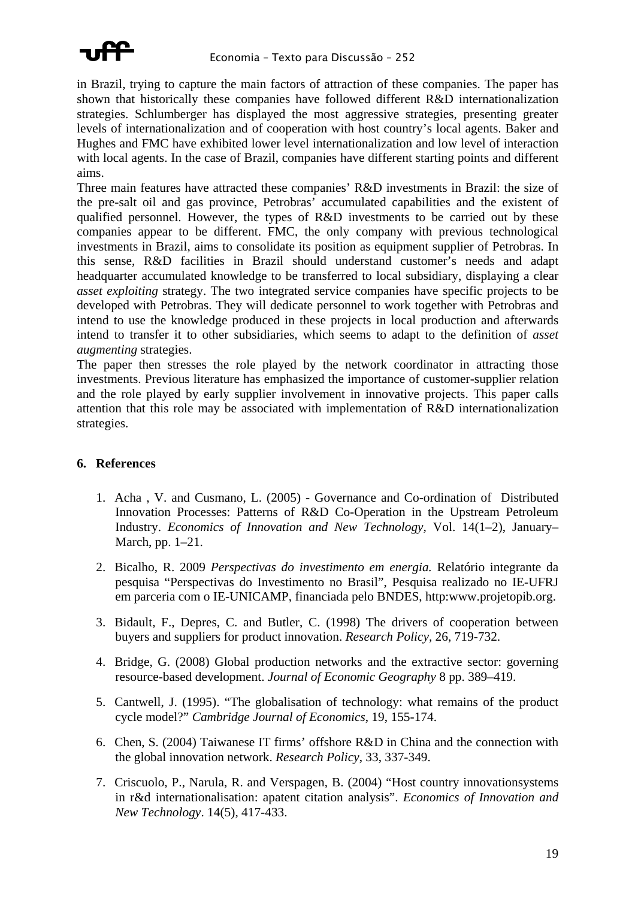in Brazil, trying to capture the main factors of attraction of these companies. The paper has shown that historically these companies have followed different R&D internationalization strategies. Schlumberger has displayed the most aggressive strategies, presenting greater levels of internationalization and of cooperation with host country's local agents. Baker and Hughes and FMC have exhibited lower level internationalization and low level of interaction with local agents. In the case of Brazil, companies have different starting points and different aims.

Three main features have attracted these companies' R&D investments in Brazil: the size of the pre-salt oil and gas province, Petrobras' accumulated capabilities and the existent of qualified personnel. However, the types of R&D investments to be carried out by these companies appear to be different. FMC, the only company with previous technological investments in Brazil, aims to consolidate its position as equipment supplier of Petrobras. In this sense, R&D facilities in Brazil should understand customer's needs and adapt headquarter accumulated knowledge to be transferred to local subsidiary, displaying a clear *asset exploiting* strategy. The two integrated service companies have specific projects to be developed with Petrobras. They will dedicate personnel to work together with Petrobras and intend to use the knowledge produced in these projects in local production and afterwards intend to transfer it to other subsidiaries, which seems to adapt to the definition of *asset augmenting* strategies.

The paper then stresses the role played by the network coordinator in attracting those investments. Previous literature has emphasized the importance of customer-supplier relation and the role played by early supplier involvement in innovative projects. This paper calls attention that this role may be associated with implementation of R&D internationalization strategies.

## 6. References

1. Acha , V. and Cusmano, L. (2005) - Governance and Co-ordination of Distributed Innovation Processes: Patterns of R&D Co-Operation in the Upstream Petroleum Industry. *Economics of Innovation and New Technology,* Vol. 14(1–2), January–March, pp. 1–21.

2. Bicalho, R. 2009 *Perspectivas do investimento em energia.* Relatório integrante da pesquisa "Perspectivas do Investimento no Brasil", Pesquisa realizado no IE-UFRJ em parceria com o IE-UNICAMP, financiada pelo BNDES, http:www.projetopib.org.

3. Bidault, F., Depres, C. and Butler, C. (1998) The drivers of cooperation between buyers and suppliers for product innovation. *Research Policy,* 26, 719-732.

4. Bridge, G. (2008) Global production networks and the extractive sector: governing resource-based development. *Journal of Economic Geography* 8 pp. 389–419.

5. Cantwell, J. (1995). "The globalisation of technology: what remains of the product cycle model?" *Cambridge Journal of Economics*, 19, 155-174.

6. Chen, S. (2004) Taiwanese IT firms' offshore R&D in China and the connection with the global innovation network. *Research Policy*, 33, 337-349.

7. Criscuolo, P., Narula, R. and Verspagen, B. (2004) "Host country innovationsystems in r&d internationalisation: apatent citation analysis". *Economics of Innovation and New Technology*. 14(5), 417-433.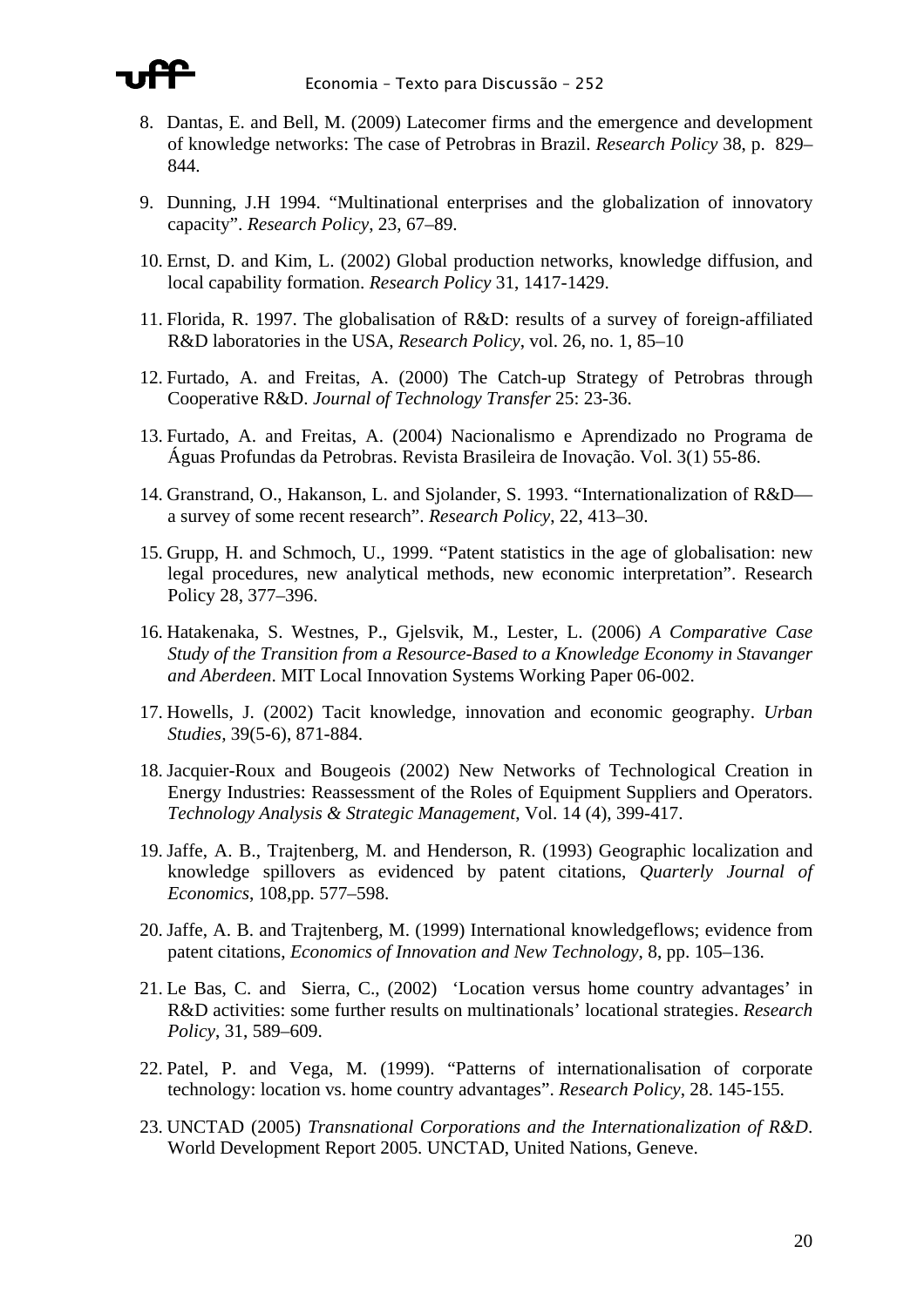8. Dantas, E. and Bell, M. (2009) Latecomer firms and the emergence and development of knowledge networks: The case of Petrobras in Brazil. *Research Policy* 38, p. 829–844.

9. Dunning, J.H 1994. "Multinational enterprises and the globalization of innovatory capacity". *Research Policy*, 23, 67–89.

10. Ernst, D. and Kim, L. (2002) Global production networks, knowledge diffusion, and local capability formation. *Research Policy* 31, 1417-1429.

11. Florida, R. 1997. The globalisation of R&D: results of a survey of foreign-affiliated R&D laboratories in the USA, *Research Policy*, vol. 26, no. 1, 85–10

12. Furtado, A. and Freitas, A. (2000) The Catch-up Strategy of Petrobras through Cooperative R&D. *Journal of Technology Transfer* 25: 23-36.

13. Furtado, A. and Freitas, A. (2004) Nacionalismo e Aprendizado no Programa de Águas Profundas da Petrobras. Revista Brasileira de Inovação. Vol. 3(1) 55-86.

14. Granstrand, O., Hakanson, L. and Sjolander, S. 1993. "Internationalization of R&D—a survey of some recent research". *Research Policy*, 22, 413–30.

15. Grupp, H. and Schmoch, U., 1999. "Patent statistics in the age of globalisation: new legal procedures, new analytical methods, new economic interpretation". Research Policy 28, 377–396.

16. Hatakenaka, S. Westnes, P., Gjelsvik, M., Lester, L. (2006) *A Comparative Case Study of the Transition from a Resource-Based to a Knowledge Economy in Stavanger and Aberdeen*. MIT Local Innovation Systems Working Paper 06-002.

17. Howells, J. (2002) Tacit knowledge, innovation and economic geography. *Urban Studies*, 39(5-6), 871-884.

18. Jacquier-Roux and Bougeois (2002) New Networks of Technological Creation in Energy Industries: Reassessment of the Roles of Equipment Suppliers and Operators. *Technology Analysis & Strategic Management*, Vol. 14 (4), 399-417.

19. Jaffe, A. B., Trajtenberg, M. and Henderson, R. (1993) Geographic localization and knowledge spillovers as evidenced by patent citations, *Quarterly Journal of Economics*, 108,pp. 577–598.

20. Jaffe, A. B. and Trajtenberg, M. (1999) International knowledgeflows; evidence from patent citations, *Economics of Innovation and New Technology*, 8, pp. 105–136.

21. Le Bas, C. and Sierra, C., (2002) 'Location versus home country advantages' in R&D activities: some further results on multinationals' locational strategies. *Research Policy*, 31, 589–609.

22. Patel, P. and Vega, M. (1999). "Patterns of internationalisation of corporate technology: location vs. home country advantages". *Research Policy*, 28. 145-155.

23. UNCTAD (2005) *Transnational Corporations and the Internationalization of R&D*. World Development Report 2005. UNCTAD, United Nations, Geneve.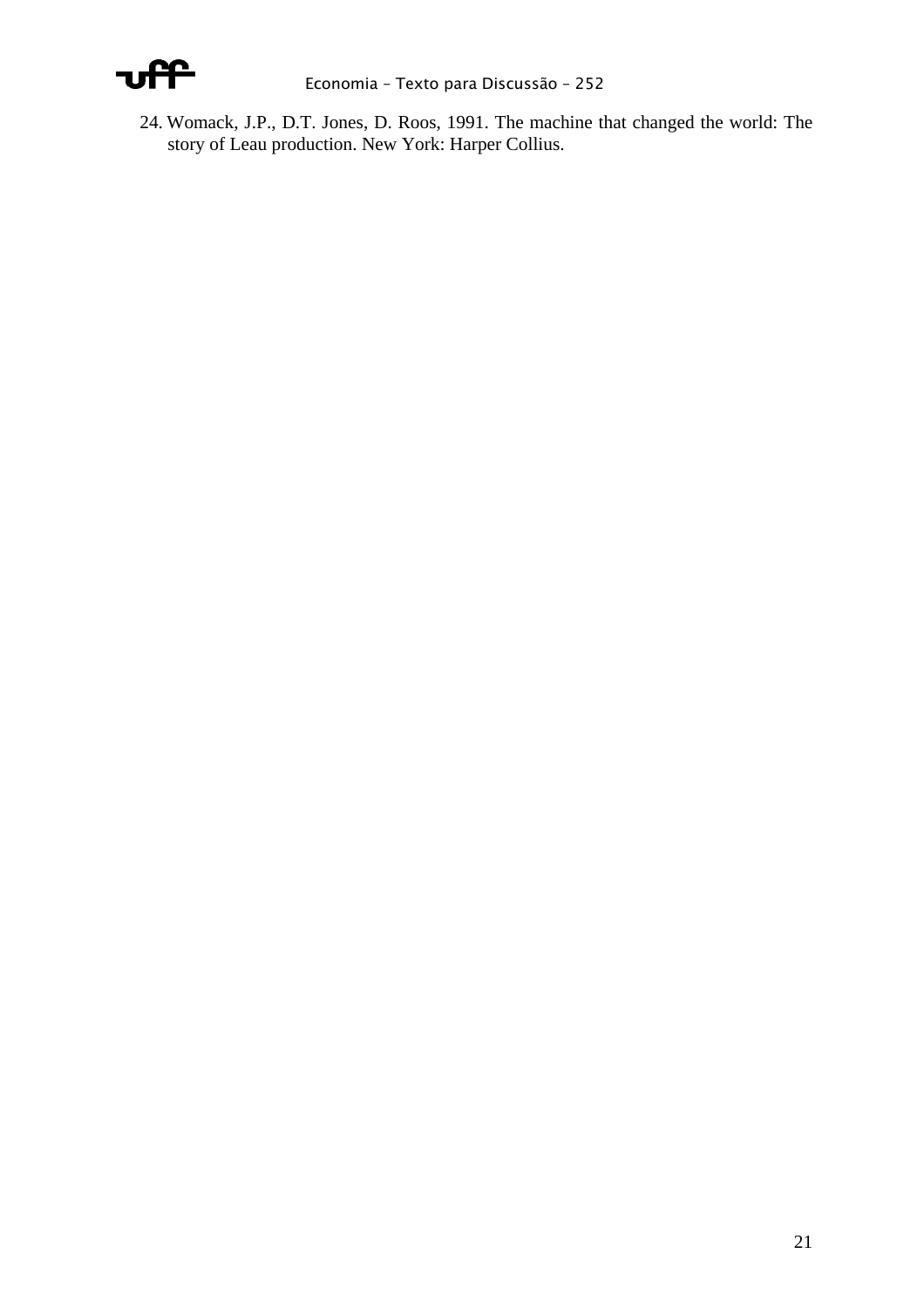24. Womack, J.P., D.T. Jones, D. Roos, 1991. The machine that changed the world: The story of Leau production. New York: Harper Collius.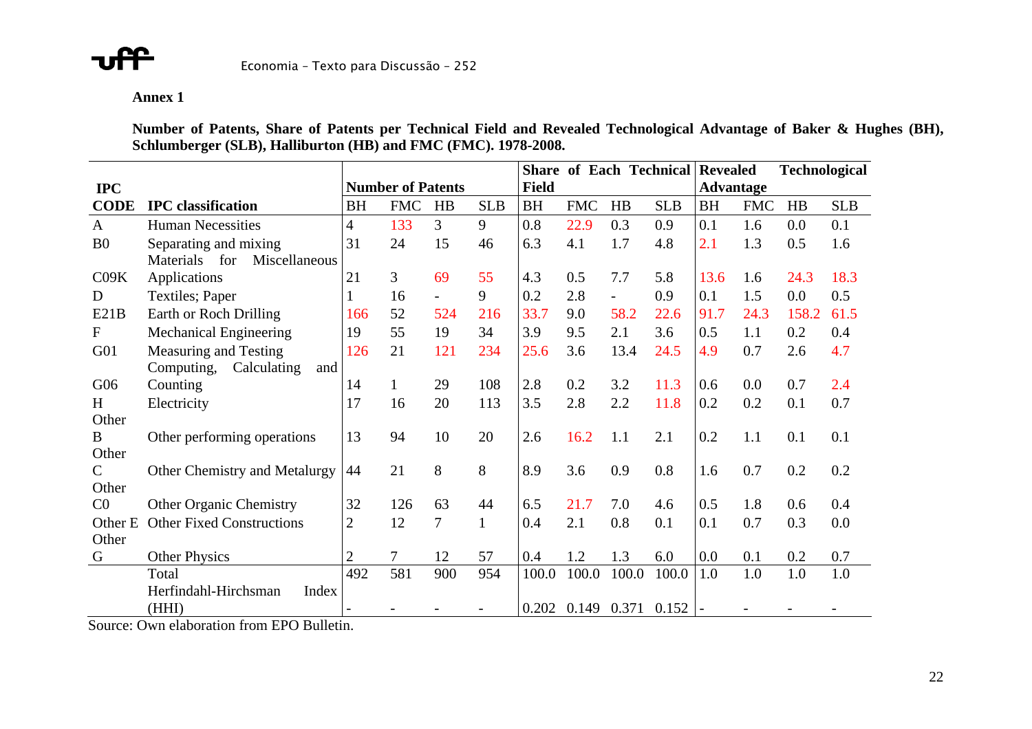**Annex 1**

**Number of Patents, Share of Patents per Technical Field and Revealed Technological Advantage of Baker & Hughes (BH), Schlumberger (SLB), Halliburton (HB) and FMC (FMC). 1978-2008.**

| IPC | | Number of Patents | | | | Share of Each Technical Field | | | | Revealed Technological Advantage | | | |
|---|---|---|---|---|---|---|---|---|---|---|---|---|---|
| **CODE** | **IPC classification** | BH | FMC | HB | SLB | BH | FMC | HB | SLB | BH | FMC | HB | SLB |
| A | Human Necessities | 4 | 133 | 3 | 9 | 0.8 | 22.9 | 0.3 | 0.9 | 0.1 | 1.6 | 0.0 | 0.1 |
| B0 | Separating and mixing | 31 | 24 | 15 | 46 | 6.3 | 4.1 | 1.7 | 4.8 | 2.1 | 1.3 | 0.5 | 1.6 |
| C09K | Materials for Miscellaneous Applications | 21 | 3 | 69 | 55 | 4.3 | 0.5 | 7.7 | 5.8 | 13.6 | 1.6 | 24.3 | 18.3 |
| D | Textiles; Paper | 1 | 16 | - | 9 | 0.2 | 2.8 | - | 0.9 | 0.1 | 1.5 | 0.0 | 0.5 |
| E21B | Earth or Roch Drilling | 166 | 52 | 524 | 216 | 33.7 | 9.0 | 58.2 | 22.6 | 91.7 | 24.3 | 158.2 | 61.5 |
| F | Mechanical Engineering | 19 | 55 | 19 | 34 | 3.9 | 9.5 | 2.1 | 3.6 | 0.5 | 1.1 | 0.2 | 0.4 |
| G01 | Measuring and Testing | 126 | 21 | 121 | 234 | 25.6 | 3.6 | 13.4 | 24.5 | 4.9 | 0.7 | 2.6 | 4.7 |
| G06 | Computing, Calculating and Counting | 14 | 1 | 29 | 108 | 2.8 | 0.2 | 3.2 | 11.3 | 0.6 | 0.0 | 0.7 | 2.4 |
| H | Electricity | 17 | 16 | 20 | 113 | 3.5 | 2.8 | 2.2 | 11.8 | 0.2 | 0.2 | 0.1 | 0.7 |
| Other B | Other performing operations | 13 | 94 | 10 | 20 | 2.6 | 16.2 | 1.1 | 2.1 | 0.2 | 1.1 | 0.1 | 0.1 |
| Other C | Other Chemistry and Metalurgy | 44 | 21 | 8 | 8 | 8.9 | 3.6 | 0.9 | 0.8 | 1.6 | 0.7 | 0.2 | 0.2 |
| Other C0 | Other Organic Chemistry | 32 | 126 | 63 | 44 | 6.5 | 21.7 | 7.0 | 4.6 | 0.5 | 1.8 | 0.6 | 0.4 |
| Other E | Other Fixed Constructions | 2 | 12 | 7 | 1 | 0.4 | 2.1 | 0.8 | 0.1 | 0.1 | 0.7 | 0.3 | 0.0 |
| Other G | Other Physics | 2 | 7 | 12 | 57 | 0.4 | 1.2 | 1.3 | 6.0 | 0.0 | 0.1 | 0.2 | 0.7 |
| | Total | 492 | 581 | 900 | 954 | 100.0 | 100.0 | 100.0 | 100.0 | 1.0 | 1.0 | 1.0 | 1.0 |
| | Herfindahl-Hirchsman Index (HHI) | - | - | - | - | 0.202 | 0.149 | 0.371 | 0.152 | - | - | - | - |

Source: Own elaboration from EPO Bulletin.